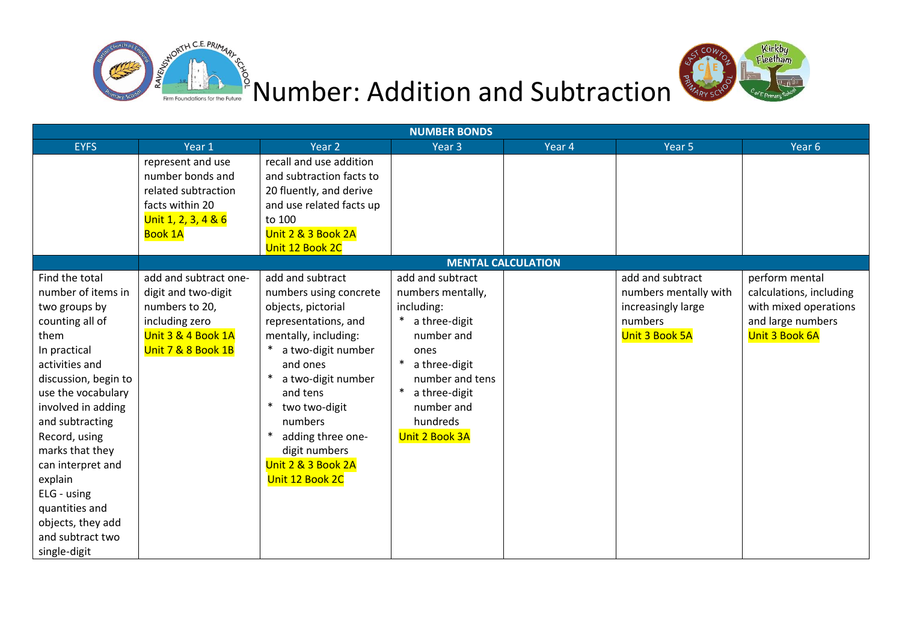# Number: Addition and Subtraction

| NUMBER BONDS | | | | | | |
|---|---|---|---|---|---|---|
| EYFS | Year 1 | Year 2 | Year 3 | Year 4 | Year 5 | Year 6 |
| | represent and use number bonds and related subtraction facts within 20<br>Unit 1, 2, 3, 4 & 6 Book 1A | recall and use addition and subtraction facts to 20 fluently, and derive and use related facts up to 100<br>Unit 2 & 3 Book 2A<br>Unit 12 Book 2C | | | | |
| | MENTAL CALCULATION | | | | | |
| Find the total number of items in two groups by counting all of them<br>In practical activities and discussion, begin to use the vocabulary involved in adding and subtracting<br>Record, using marks that they can interpret and explain<br>ELG - using quantities and objects, they add and subtract two single-digit | add and subtract one-digit and two-digit numbers to 20, including zero<br>Unit 3 & 4 Book 1A<br>Unit 7 & 8 Book 1B | add and subtract numbers using concrete objects, pictorial representations, and mentally, including:<br>* a two-digit number and ones<br>* a two-digit number and tens<br>* two two-digit numbers<br>* adding three one-digit numbers<br>Unit 2 & 3 Book 2A<br>Unit 12 Book 2C | add and subtract numbers mentally, including:<br>* a three-digit number and ones<br>* a three-digit number and tens<br>* a three-digit number and hundreds<br>Unit 2 Book 3A | | add and subtract numbers mentally with increasingly large numbers<br>Unit 3 Book 5A | perform mental calculations, including with mixed operations and large numbers<br>Unit 3 Book 6A |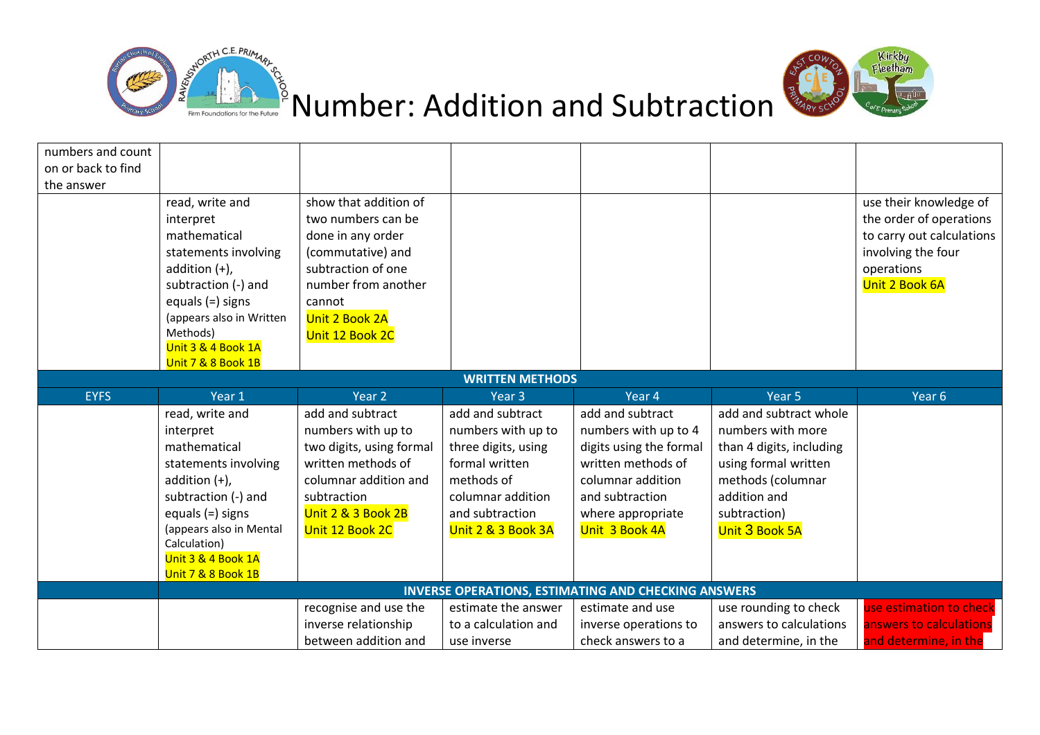# Number: Addition and Subtraction

| | | | | | | |
|---|---|---|---|---|---|---|
| numbers and count on or back to find the answer | | | | | | |
| | read, write and interpret mathematical statements involving addition (+), subtraction (-) and equals (=) signs (appears also in Written Methods) Unit 3 & 4 Book 1A Unit 7 & 8 Book 1B | show that addition of two numbers can be done in any order (commutative) and subtraction of one number from another cannot Unit 2 Book 2A Unit 12 Book 2C | | | | use their knowledge of the order of operations to carry out calculations involving the four operations Unit 2 Book 6A |
| **WRITTEN METHODS** | | | | | | |
| EYFS | Year 1 | Year 2 | Year 3 | Year 4 | Year 5 | Year 6 |
| | read, write and interpret mathematical statements involving addition (+), subtraction (-) and equals (=) signs (appears also in Mental Calculation) Unit 3 & 4 Book 1A Unit 7 & 8 Book 1B | add and subtract numbers with up to two digits, using formal written methods of columnar addition and subtraction Unit 2 & 3 Book 2B Unit 12 Book 2C | add and subtract numbers with up to three digits, using formal written methods of columnar addition and subtraction Unit 2 & 3 Book 3A | add and subtract numbers with up to 4 digits using the formal written methods of columnar addition and subtraction where appropriate Unit 3 Book 4A | add and subtract whole numbers with more than 4 digits, including using formal written methods (columnar addition and subtraction) Unit 3 Book 5A | |
| | **INVERSE OPERATIONS, ESTIMATING AND CHECKING ANSWERS** | | | | | |
| | | recognise and use the inverse relationship between addition and | estimate the answer to a calculation and use inverse | estimate and use inverse operations to check answers to a | use rounding to check answers to calculations and determine, in the | use estimation to check answers to calculations and determine, in the |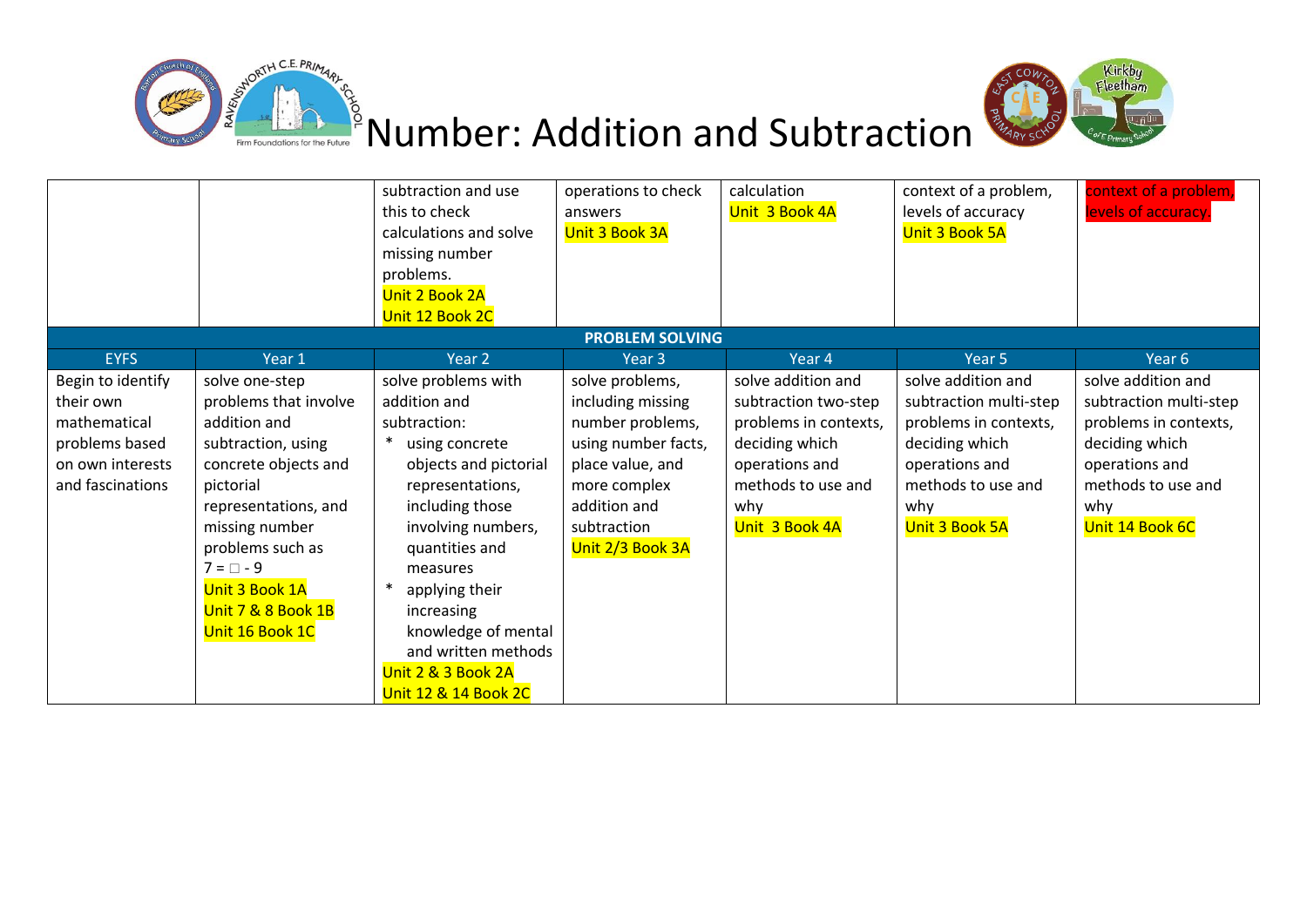# Number: Addition and Subtraction

| | | | | | | |
|---|---|---|---|---|---|---|
| | | subtraction and use this to check calculations and solve missing number problems. Unit 2 Book 2A Unit 12 Book 2C | operations to check answers Unit 3 Book 3A | calculation Unit 3 Book 4A | context of a problem, levels of accuracy Unit 3 Book 5A | context of a problem, levels of accuracy. |
| **PROBLEM SOLVING** | | | | | | |
| EYFS | Year 1 | Year 2 | Year 3 | Year 4 | Year 5 | Year 6 |
| Begin to identify their own mathematical problems based on own interests and fascinations | solve one-step problems that involve addition and subtraction, using concrete objects and pictorial representations, and missing number problems such as 7 = □ - 9 Unit 3 Book 1A Unit 7 & 8 Book 1B Unit 16 Book 1C | solve problems with addition and subtraction: * using concrete objects and pictorial representations, including those involving numbers, quantities and measures * applying their increasing knowledge of mental and written methods Unit 2 & 3 Book 2A Unit 12 & 14 Book 2C | solve problems, including missing number problems, using number facts, place value, and more complex addition and subtraction Unit 2/3 Book 3A | solve addition and subtraction two-step problems in contexts, deciding which operations and methods to use and why Unit 3 Book 4A | solve addition and subtraction multi-step problems in contexts, deciding which operations and methods to use and why Unit 3 Book 5A | solve addition and subtraction multi-step problems in contexts, deciding which operations and methods to use and why Unit 14 Book 6C |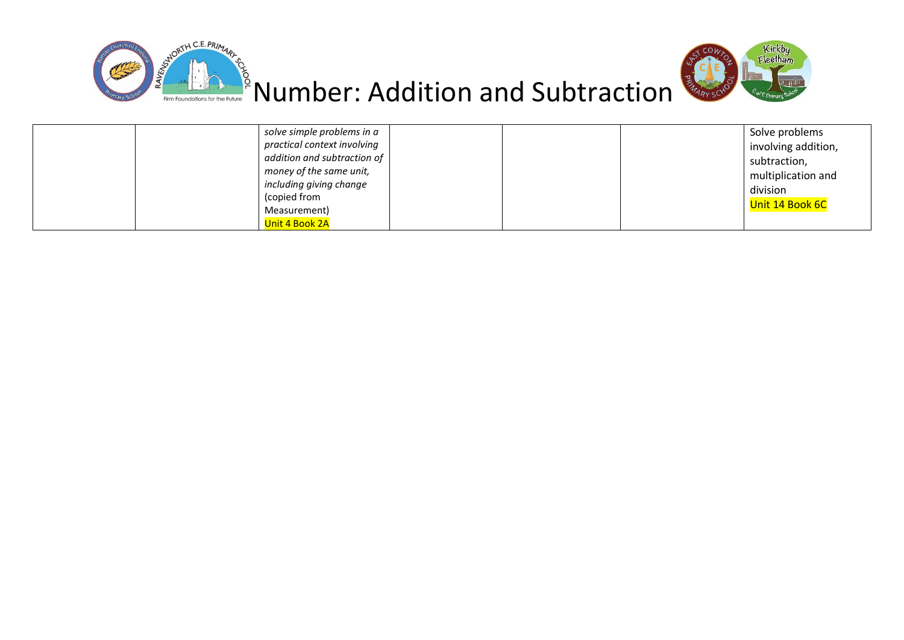# Number: Addition and Subtraction

| | | | | | | |
|---|---|---|---|---|---|---|
| | | *solve simple problems in a practical context involving addition and subtraction of money of the same unit, including giving change* (copied from Measurement) Unit 4 Book 2A | | | | Solve problems involving addition, subtraction, multiplication and division Unit 14 Book 6C |